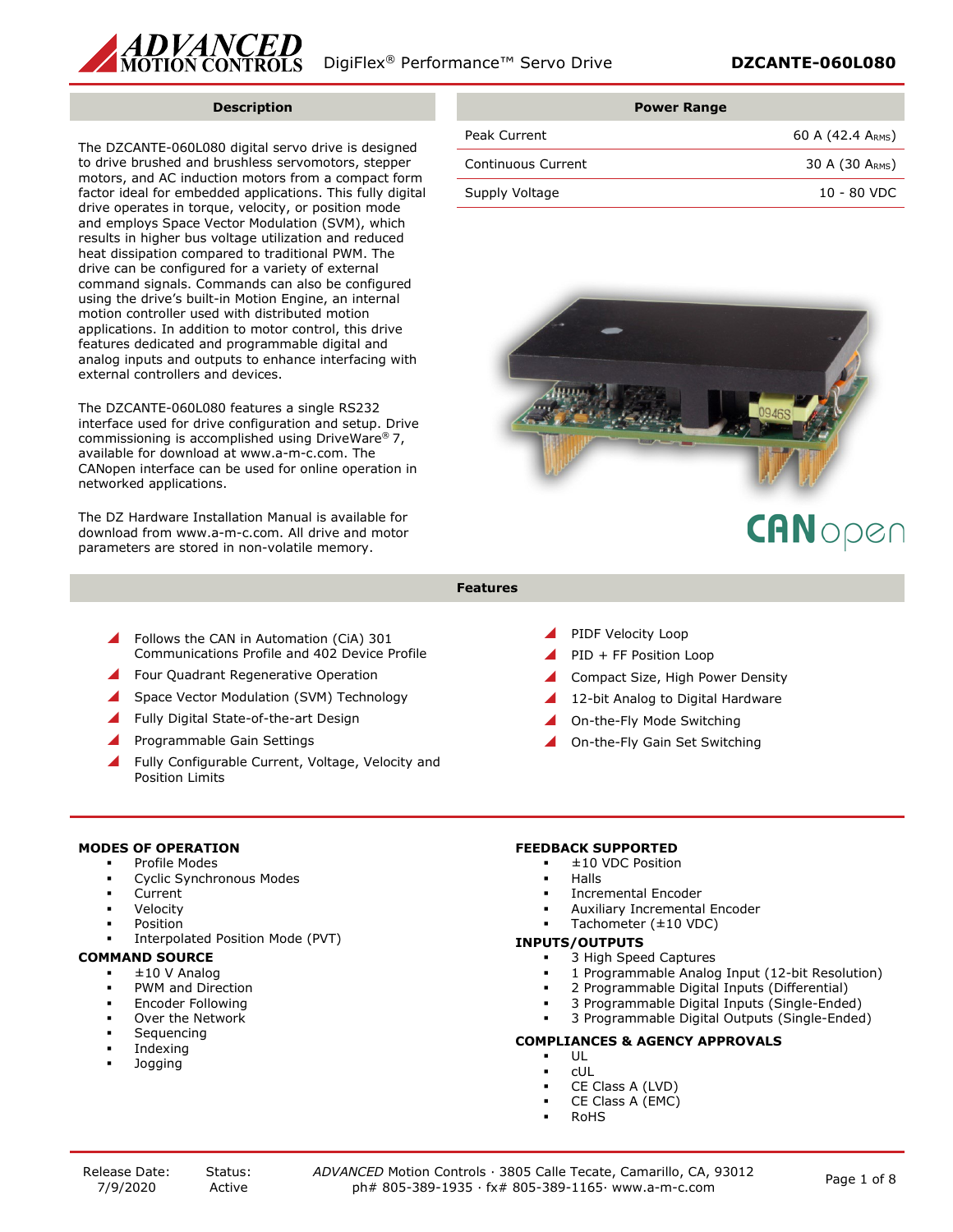# DigiFlex® Performance™ Servo Drive — DZCANTE-060L080

## Description

The DZCANTE-060L080 digital servo drive is designed to drive brushed and brushless servomotors, stepper motors, and AC induction motors from a compact form factor ideal for embedded applications. This fully digital drive operates in torque, velocity, or position mode and employs Space Vector Modulation (SVM), which results in higher bus voltage utilization and reduced heat dissipation compared to traditional PWM. The drive can be configured for a variety of external command signals. Commands can also be configured using the drive's built-in Motion Engine, an internal motion controller used with distributed motion applications. In addition to motor control, this drive features dedicated and programmable digital and analog inputs and outputs to enhance interfacing with external controllers and devices.

The DZCANTE-060L080 features a single RS232 interface used for drive configuration and setup. Drive commissioning is accomplished using DriveWare® 7, available for download at www.a-m-c.com. The CANopen interface can be used for online operation in networked applications.

The DZ Hardware Installation Manual is available for download from www.a-m-c.com. All drive and motor parameters are stored in non-volatile memory.

## Power Range

| Power Range | |
|---|---|
| Peak Current | 60 A (42.4 $A_{RMS}$) |
| Continuous Current | 30 A (30 $A_{RMS}$) |
| Supply Voltage | 10 - 80 VDC |

## Features

- Follows the CAN in Automation (CiA) 301 Communications Profile and 402 Device Profile
- Four Quadrant Regenerative Operation
- Space Vector Modulation (SVM) Technology
- Fully Digital State-of-the-art Design
- Programmable Gain Settings
- Fully Configurable Current, Voltage, Velocity and Position Limits
- PIDF Velocity Loop
- PID + FF Position Loop
- Compact Size, High Power Density
- 12-bit Analog to Digital Hardware
- On-the-Fly Mode Switching
- On-the-Fly Gain Set Switching

### MODES OF OPERATION
- Profile Modes
- Cyclic Synchronous Modes
- Current
- Velocity
- Position
- Interpolated Position Mode (PVT)

### COMMAND SOURCE
- ±10 V Analog
- PWM and Direction
- Encoder Following
- Over the Network
- Sequencing
- Indexing
- Jogging

### FEEDBACK SUPPORTED
- ±10 VDC Position
- Halls
- Incremental Encoder
- Auxiliary Incremental Encoder
- Tachometer (±10 VDC)

### INPUTS/OUTPUTS
- 3 High Speed Captures
- 1 Programmable Analog Input (12-bit Resolution)
- 2 Programmable Digital Inputs (Differential)
- 3 Programmable Digital Inputs (Single-Ended)
- 3 Programmable Digital Outputs (Single-Ended)

### COMPLIANCES & AGENCY APPROVALS
- UL
- cUL
- CE Class A (LVD)
- CE Class A (EMC)
- RoHS

Release Date: 7/9/2020 Status: Active

*ADVANCED* Motion Controls · 3805 Calle Tecate, Camarillo, CA, 93012
ph# 805-389-1935 · fx# 805-389-1165· www.a-m-c.com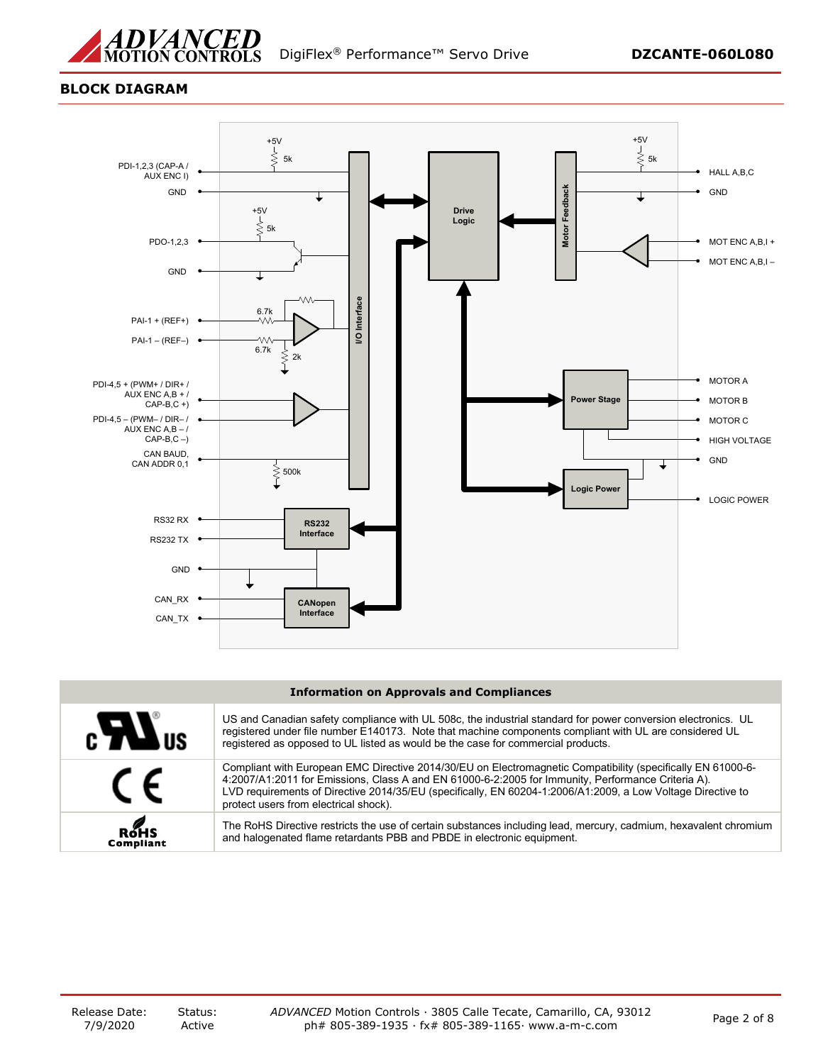## BLOCK DIAGRAM

PDI-1,2,3 (CAP-A / AUX ENC I)

GND

PDO-1,2,3

GND

PAI-1 + (REF+)

PAI-1 – (REF–)

PDI-4,5 + (PWM+ / DIR+ / AUX ENC A,B + / CAP-B,C +)

PDI-4,5 – (PWM– / DIR– / AUX ENC A,B – / CAP-B,C –)

CAN BAUD, CAN ADDR 0,1

RS32 RX

RS232 TX

GND

CAN_RX

CAN_TX

+5V 5k

+5V 5k

6.7k

6.7k

2k

500k

I/O Interface

Drive Logic

Motor Feedback

Power Stage

Logic Power

RS232 Interface

CANopen Interface

HALL A,B,C

GND

MOT ENC A,B,I +

MOT ENC A,B,I –

MOTOR A

MOTOR B

MOTOR C

HIGH VOLTAGE

GND

LOGIC POWER

| Information on Approvals and Compliances | |
|---|---|
| c UL US | US and Canadian safety compliance with UL 508c, the industrial standard for power conversion electronics. UL registered under file number E140173. Note that machine components compliant with UL are considered UL registered as opposed to UL listed as would be the case for commercial products. |
| CE | Compliant with European EMC Directive 2014/30/EU on Electromagnetic Compatibility (specifically EN 61000-6-4:2007/A1:2011 for Emissions, Class A and EN 61000-6-2:2005 for Immunity, Performance Criteria A). LVD requirements of Directive 2014/35/EU (specifically, EN 60204-1:2006/A1:2009, a Low Voltage Directive to protect users from electrical shock). |
| RoHS Compliant | The RoHS Directive restricts the use of certain substances including lead, mercury, cadmium, hexavalent chromium and halogenated flame retardants PBB and PBDE in electronic equipment. |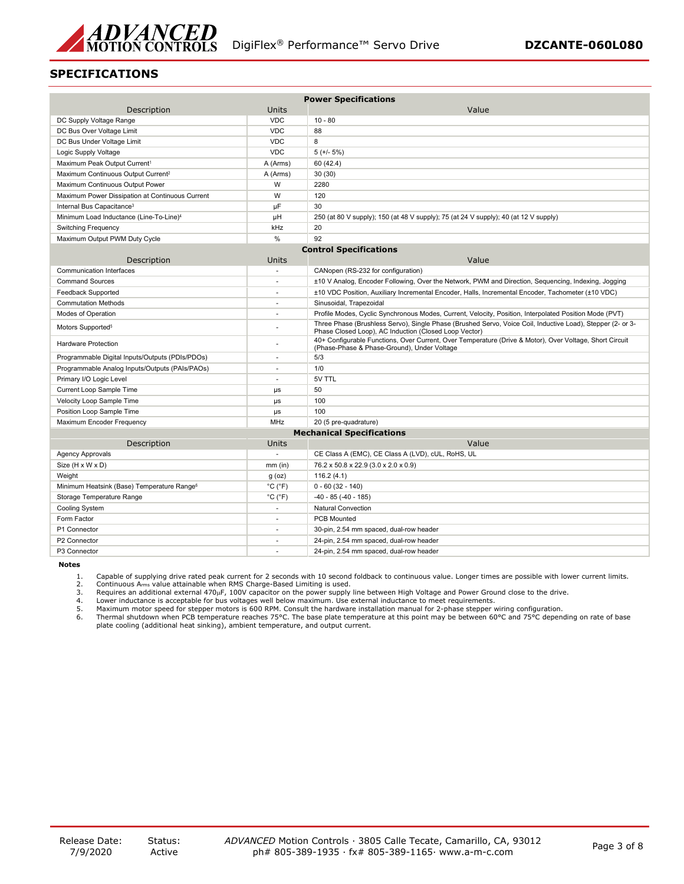## SPECIFICATIONS

| Power Specifications | | |
|---|---|---|
| Description | Units | Value |
| DC Supply Voltage Range | VDC | 10 - 80 |
| DC Bus Over Voltage Limit | VDC | 88 |
| DC Bus Under Voltage Limit | VDC | 8 |
| Logic Supply Voltage | VDC | 5 (+/- 5%) |
| Maximum Peak Output Current[1] | A (Arms) | 60 (42.4) |
| Maximum Continuous Output Current[2] | A (Arms) | 30 (30) |
| Maximum Continuous Output Power | W | 2280 |
| Maximum Power Dissipation at Continuous Current | W | 120 |
| Internal Bus Capacitance[3] | μF | 30 |
| Minimum Load Inductance (Line-To-Line)[4] | μH | 250 (at 80 V supply); 150 (at 48 V supply); 75 (at 24 V supply); 40 (at 12 V supply) |
| Switching Frequency | kHz | 20 |
| Maximum Output PWM Duty Cycle | % | 92 |
| **Control Specifications** | | |
| Description | Units | Value |
| Communication Interfaces | - | CANopen (RS-232 for configuration) |
| Command Sources | - | ±10 V Analog, Encoder Following, Over the Network, PWM and Direction, Sequencing, Indexing, Jogging |
| Feedback Supported | - | ±10 VDC Position, Auxiliary Incremental Encoder, Halls, Incremental Encoder, Tachometer (±10 VDC) |
| Commutation Methods | - | Sinusoidal, Trapezoidal |
| Modes of Operation | - | Profile Modes, Cyclic Synchronous Modes, Current, Velocity, Position, Interpolated Position Mode (PVT) |
| Motors Supported[5] | - | Three Phase (Brushless Servo), Single Phase (Brushed Servo, Voice Coil, Inductive Load), Stepper (2- or 3-Phase Closed Loop), AC Induction (Closed Loop Vector) |
| Hardware Protection | - | 40+ Configurable Functions, Over Current, Over Temperature (Drive & Motor), Over Voltage, Short Circuit (Phase-Phase & Phase-Ground), Under Voltage |
| Programmable Digital Inputs/Outputs (PDIs/PDOs) | - | 5/3 |
| Programmable Analog Inputs/Outputs (PAIs/PAOs) | - | 1/0 |
| Primary I/O Logic Level | - | 5V TTL |
| Current Loop Sample Time | μs | 50 |
| Velocity Loop Sample Time | μs | 100 |
| Position Loop Sample Time | μs | 100 |
| Maximum Encoder Frequency | MHz | 20 (5 pre-quadrature) |
| **Mechanical Specifications** | | |
| Description | Units | Value |
| Agency Approvals | - | CE Class A (EMC), CE Class A (LVD), cUL, RoHS, UL |
| Size (H x W x D) | mm (in) | 76.2 x 50.8 x 22.9 (3.0 x 2.0 x 0.9) |
| Weight | g (oz) | 116.2 (4.1) |
| Minimum Heatsink (Base) Temperature Range[6] | °C (°F) | 0 - 60 (32 - 140) |
| Storage Temperature Range | °C (°F) | -40 - 85 (-40 - 185) |
| Cooling System | - | Natural Convection |
| Form Factor | - | PCB Mounted |
| P1 Connector | - | 30-pin, 2.54 mm spaced, dual-row header |
| P2 Connector | - | 24-pin, 2.54 mm spaced, dual-row header |
| P3 Connector | - | 24-pin, 2.54 mm spaced, dual-row header |

**Notes**

1. Capable of supplying drive rated peak current for 2 seconds with 10 second foldback to continuous value. Longer times are possible with lower current limits.
2. Continuous $A_{rms}$ value attainable when RMS Charge-Based Limiting is used.
3. Requires an additional external 470μF, 100V capacitor on the power supply line between High Voltage and Power Ground close to the drive.
4. Lower inductance is acceptable for bus voltages well below maximum. Use external inductance to meet requirements.
5. Maximum motor speed for stepper motors is 600 RPM. Consult the hardware installation manual for 2-phase stepper wiring configuration.
6. Thermal shutdown when PCB temperature reaches 75°C. The base plate temperature at this point may be between 60°C and 75°C depending on rate of base plate cooling (additional heat sinking), ambient temperature, and output current.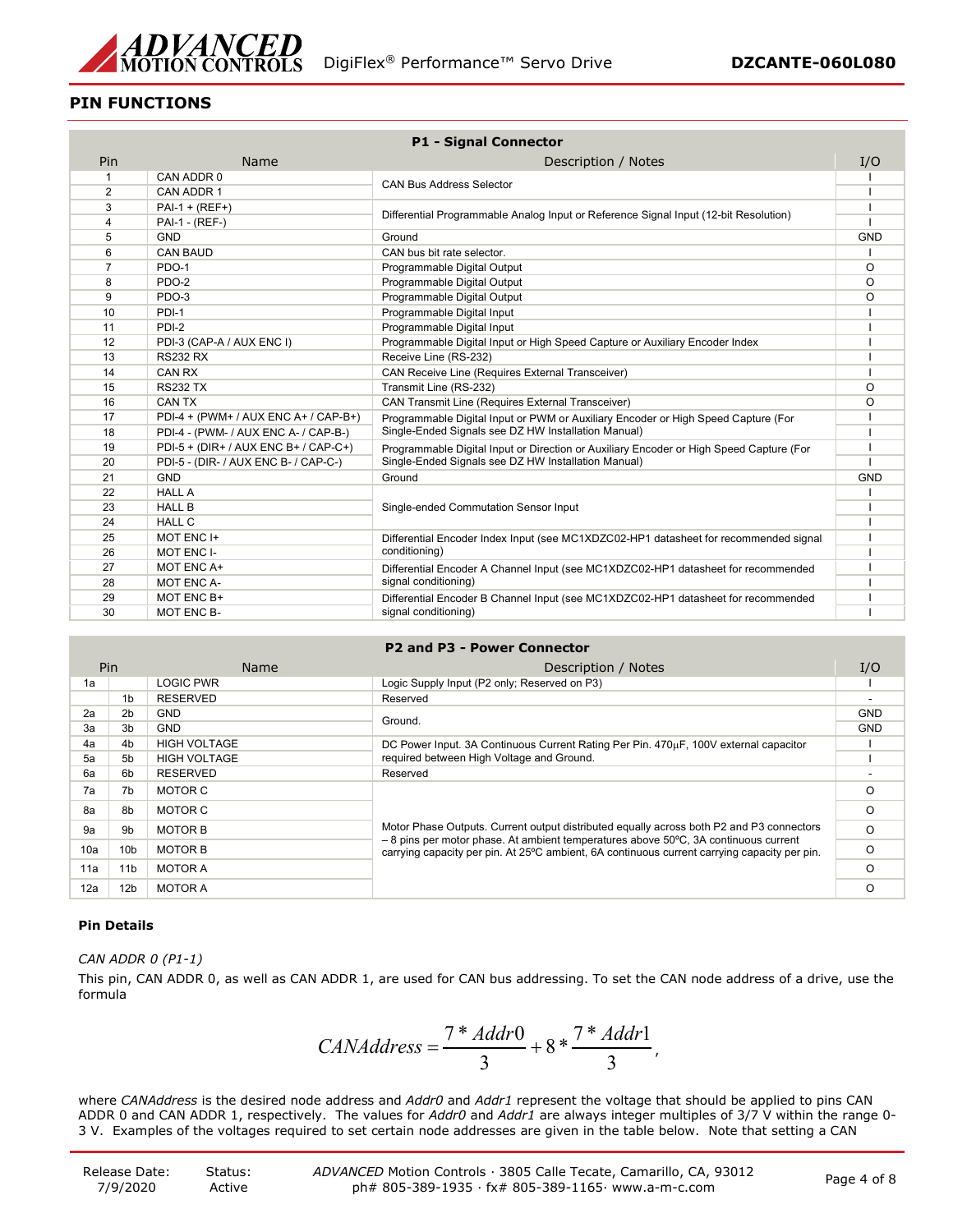## PIN FUNCTIONS

| P1 - Signal Connector | | | |
|---|---|---|---|
| Pin | Name | Description / Notes | I/O |
| 1 | CAN ADDR 0 | CAN Bus Address Selector | I |
| 2 | CAN ADDR 1 | | I |
| 3 | PAI-1 + (REF+) | Differential Programmable Analog Input or Reference Signal Input (12-bit Resolution) | I |
| 4 | PAI-1 - (REF-) | | I |
| 5 | GND | Ground | GND |
| 6 | CAN BAUD | CAN bus bit rate selector. | I |
| 7 | PDO-1 | Programmable Digital Output | O |
| 8 | PDO-2 | Programmable Digital Output | O |
| 9 | PDO-3 | Programmable Digital Output | O |
| 10 | PDI-1 | Programmable Digital Input | I |
| 11 | PDI-2 | Programmable Digital Input | I |
| 12 | PDI-3 (CAP-A / AUX ENC I) | Programmable Digital Input or High Speed Capture or Auxiliary Encoder Index | I |
| 13 | RS232 RX | Receive Line (RS-232) | I |
| 14 | CAN RX | CAN Receive Line (Requires External Transceiver) | I |
| 15 | RS232 TX | Transmit Line (RS-232) | O |
| 16 | CAN TX | CAN Transmit Line (Requires External Transceiver) | O |
| 17 | PDI-4 + (PWM+ / AUX ENC A+ / CAP-B+) | Programmable Digital Input or PWM or Auxiliary Encoder or High Speed Capture (For Single-Ended Signals see DZ HW Installation Manual) | I |
| 18 | PDI-4 - (PWM- / AUX ENC A- / CAP-B-) | | I |
| 19 | PDI-5 + (DIR+ / AUX ENC B+ / CAP-C+) | Programmable Digital Input or Direction or Auxiliary Encoder or High Speed Capture (For Single-Ended Signals see DZ HW Installation Manual) | I |
| 20 | PDI-5 - (DIR- / AUX ENC B- / CAP-C-) | | I |
| 21 | GND | Ground | GND |
| 22 | HALL A | Single-ended Commutation Sensor Input | I |
| 23 | HALL B | | I |
| 24 | HALL C | | I |
| 25 | MOT ENC I+ | Differential Encoder Index Input (see MC1XDZC02-HP1 datasheet for recommended signal conditioning) | I |
| 26 | MOT ENC I- | | I |
| 27 | MOT ENC A+ | Differential Encoder A Channel Input (see MC1XDZC02-HP1 datasheet for recommended signal conditioning) | I |
| 28 | MOT ENC A- | | I |
| 29 | MOT ENC B+ | Differential Encoder B Channel Input (see MC1XDZC02-HP1 datasheet for recommended signal conditioning) | I |
| 30 | MOT ENC B- | | I |

| P2 and P3 - Power Connector | | | | |
|---|---|---|---|---|
| Pin | | Name | Description / Notes | I/O |
| 1a | | LOGIC PWR | Logic Supply Input (P2 only; Reserved on P3) | I |
| | 1b | RESERVED | Reserved | - |
| 2a | 2b | GND | Ground. | GND |
| 3a | 3b | GND | | GND |
| 4a | 4b | HIGH VOLTAGE | DC Power Input. 3A Continuous Current Rating Per Pin. 470μF, 100V external capacitor required between High Voltage and Ground. | I |
| 5a | 5b | HIGH VOLTAGE | | I |
| 6a | 6b | RESERVED | Reserved | - |
| 7a | 7b | MOTOR C | Motor Phase Outputs. Current output distributed equally across both P2 and P3 connectors – 8 pins per motor phase. At ambient temperatures above 50ºC, 3A continuous current carrying capacity per pin. At 25ºC ambient, 6A continuous current carrying capacity per pin. | O |
| 8a | 8b | MOTOR C | | O |
| 9a | 9b | MOTOR B | | O |
| 10a | 10b | MOTOR B | | O |
| 11a | 11b | MOTOR A | | O |
| 12a | 12b | MOTOR A | | O |

### Pin Details

*CAN ADDR 0 (P1-1)*

This pin, CAN ADDR 0, as well as CAN ADDR 1, are used for CAN bus addressing. To set the CAN node address of a drive, use the formula

$$CANAddress = \frac{7 * Addr0}{3} + 8 * \frac{7 * Addr1}{3},$$

where *CANAddress* is the desired node address and *Addr0* and *Addr1* represent the voltage that should be applied to pins CAN ADDR 0 and CAN ADDR 1, respectively. The values for *Addr0* and *Addr1* are always integer multiples of 3/7 V within the range 0-3 V. Examples of the voltages required to set certain node addresses are given in the table below. Note that setting a CAN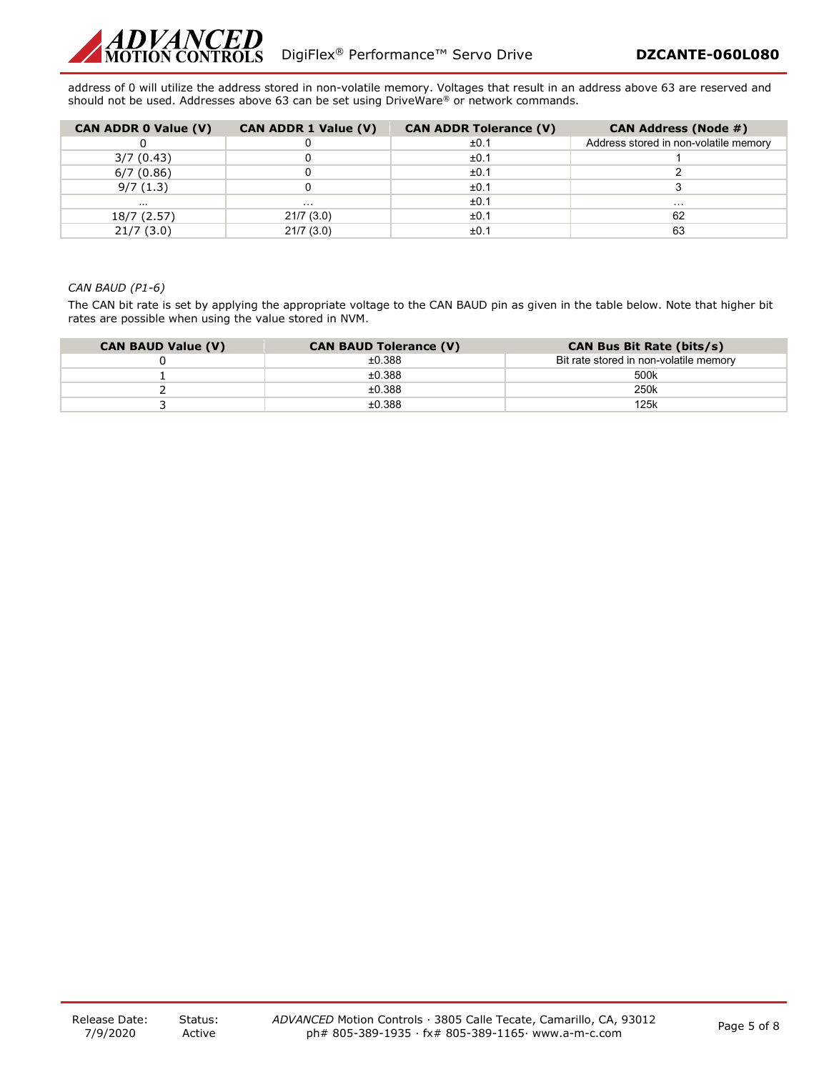address of 0 will utilize the address stored in non-volatile memory. Voltages that result in an address above 63 are reserved and should not be used. Addresses above 63 can be set using DriveWare® or network commands.

| CAN ADDR 0 Value (V) | CAN ADDR 1 Value (V) | CAN ADDR Tolerance (V) | CAN Address (Node #) |
|---|---|---|---|
| 0 | 0 | ±0.1 | Address stored in non-volatile memory |
| 3/7 (0.43) | 0 | ±0.1 | 1 |
| 6/7 (0.86) | 0 | ±0.1 | 2 |
| 9/7 (1.3) | 0 | ±0.1 | 3 |
| ... | ... | ±0.1 | ... |
| 18/7 (2.57) | 21/7 (3.0) | ±0.1 | 62 |
| 21/7 (3.0) | 21/7 (3.0) | ±0.1 | 63 |

*CAN BAUD (P1-6)*

The CAN bit rate is set by applying the appropriate voltage to the CAN BAUD pin as given in the table below. Note that higher bit rates are possible when using the value stored in NVM.

| CAN BAUD Value (V) | CAN BAUD Tolerance (V) | CAN Bus Bit Rate (bits/s) |
|---|---|---|
| 0 | ±0.388 | Bit rate stored in non-volatile memory |
| 1 | ±0.388 | 500k |
| 2 | ±0.388 | 250k |
| 3 | ±0.388 | 125k |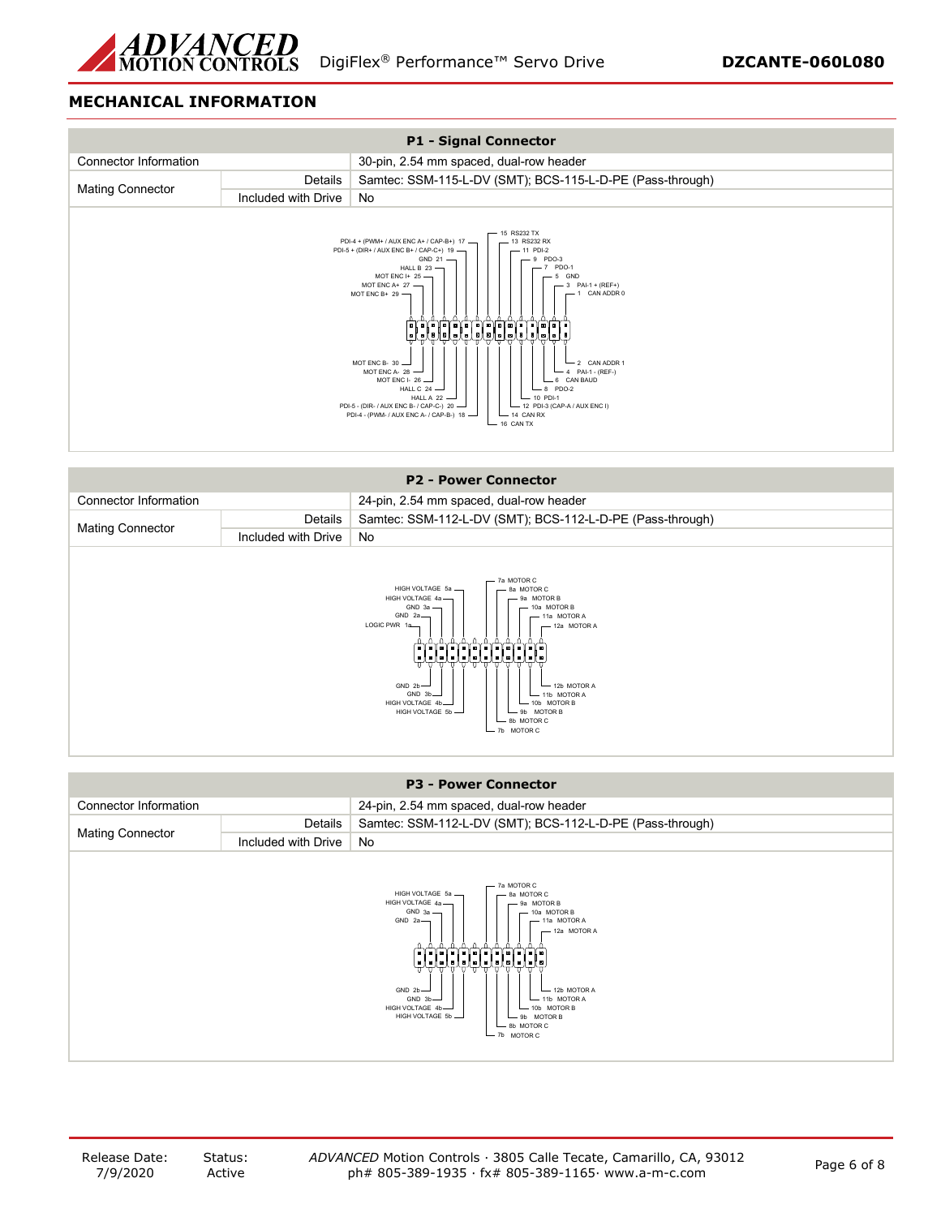## MECHANICAL INFORMATION

| P1 - Signal Connector | | |
|---|---|---|
| Connector Information | | 30-pin, 2.54 mm spaced, dual-row header |
| Mating Connector | Details | Samtec: SSM-115-L-DV (SMT); BCS-115-L-D-PE (Pass-through) |
| | Included with Drive | No |

PDI-4 + (PWM+ / AUX ENC A+ / CAP-B+) 17
PDI-5 + (DIR+ / AUX ENC B+ / CAP-C+) 19
GND 21
HALL B 23
MOT ENC I+ 25
MOT ENC A+ 27
MOT ENC B+ 29
15 RS232 TX
13 RS232 RX
11 PDI-2
9 PDO-3
7 PDO-1
5 GND
3 PAI-1 + (REF+)
1 CAN ADDR 0
MOT ENC B- 30
MOT ENC A- 28
MOT ENC I- 26
HALL C 24
HALL A 22
PDI-5 - (DIR- / AUX ENC B- / CAP-C-) 20
PDI-4 - (PWM- / AUX ENC A- / CAP-B-) 18
2 CAN ADDR 1
4 PAI-1 - (REF-)
6 CAN BAUD
8 PDO-2
10 PDI-1
12 PDI-3 (CAP-A / AUX ENC I)
14 CAN RX
16 CAN TX

| P2 - Power Connector | | |
|---|---|---|
| Connector Information | | 24-pin, 2.54 mm spaced, dual-row header |
| Mating Connector | Details | Samtec: SSM-112-L-DV (SMT); BCS-112-L-D-PE (Pass-through) |
| | Included with Drive | No |

HIGH VOLTAGE 5a
HIGH VOLTAGE 4a
GND 3a
GND 2a
LOGIC PWR 1a
7a MOTOR C
8a MOTOR C
9a MOTOR B
10a MOTOR B
11a MOTOR A
12a MOTOR A
GND 2b
GND 3b
HIGH VOLTAGE 4b
HIGH VOLTAGE 5b
12b MOTOR A
11b MOTOR A
10b MOTOR B
9b MOTOR B
8b MOTOR C
7b MOTOR C

| P3 - Power Connector | | |
|---|---|---|
| Connector Information | | 24-pin, 2.54 mm spaced, dual-row header |
| Mating Connector | Details | Samtec: SSM-112-L-DV (SMT); BCS-112-L-D-PE (Pass-through) |
| | Included with Drive | No |

HIGH VOLTAGE 5a
HIGH VOLTAGE 4a
GND 3a
GND 2a
7a MOTOR C
8a MOTOR C
9a MOTOR B
10a MOTOR B
11a MOTOR A
12a MOTOR A
GND 2b
GND 3b
HIGH VOLTAGE 4b
HIGH VOLTAGE 5b
12b MOTOR A
11b MOTOR A
10b MOTOR B
9b MOTOR B
8b MOTOR C
7b MOTOR C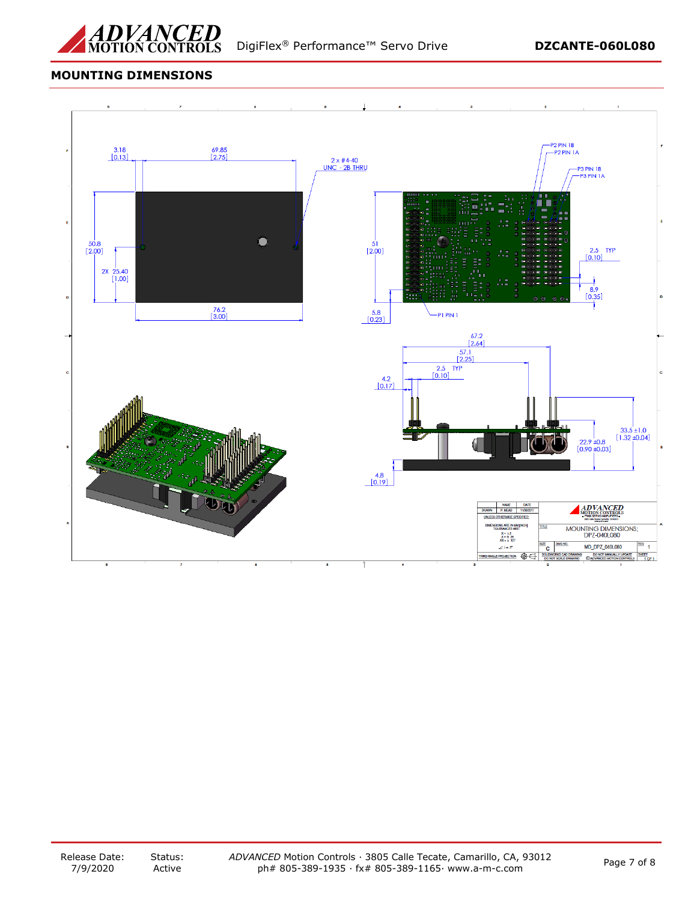## MOUNTING DIMENSIONS

3.18
[0.13]

69.85
[2.75]

2 x #4-40
UNC - 2B THRU

50.8
[2.00]

2X 25.40
[1.00]

76.2
[3.00]

P2 PIN 1B
P2 PIN 1A

P3 PIN 1B
P3 PIN 1A

51
[2.00]

2.5 TYP
[0.10]

8.9
[0.35]

5.8
[0.23]

P1 PIN 1

67.2
[2.64]

57.1
[2.25]

2.5 TYP
[0.10]

4.2
[0.17]

33.5 ±1.0
[1.32 ±0.04]

22.9 ±0.8
[0.90 ±0.03]

4.8
[0.19]

| NAME | DATE |
|---|---|
| DRAWN | P. MEAD | 11/30/2017 |

UNLESS OTHERWISE SPECIFIED:
DIMENSIONS ARE IN MM [INCH]
TOLERANCES ARE:
X = ±.5
X = ±.25
XX = ±.127
∠ = ±.5°

THIRD ANGLE PROJECTION

TITLE: MOUNTING DIMENSIONS; DPZ-040L080

SIZE: C
DWG NO. MD_DPZ_040L080
REV: 1

SOLIDWORKS CAD DRAWING
DO NOT SCALE DRAWING
DO NOT MANUALLY UPDATE
©ADVANCED MOTION CONTROLS
SHEET 1 OF 1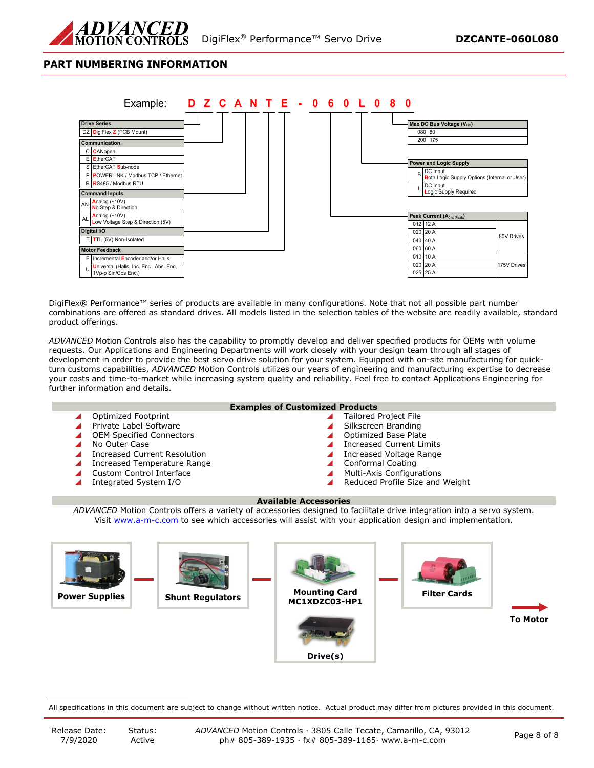## PART NUMBERING INFORMATION

Example: D Z C A N T E - 0 6 0 L 0 8 0

| Drive Series | |
|---|---|
| DZ | DigiFlex Z (PCB Mount) |

| Communication | |
|---|---|
| C | CANopen |
| E | EtherCAT |
| S | EtherCAT Sub-node |
| P | POWERLINK / Modbus TCP / Ethernet |
| R | RS485 / Modbus RTU |

| Command Inputs | |
|---|---|
| AN | Analog (±10V) No Step & Direction |
| AL | Analog (±10V) Low Voltage Step & Direction (5V) |

| Digital I/O | |
|---|---|
| T | TTL (5V) Non-Isolated |

| Motor Feedback | |
|---|---|
| E | Incremental Encoder and/or Halls |
| U | Universal (Halls, Inc. Enc., Abs. Enc, 1Vp-p Sin/Cos Enc.) |

| Max DC Bus Voltage ($V_{DC}$) | |
|---|---|
| 080 | 80 |
| 200 | 175 |

| Power and Logic Supply | |
|---|---|
| B | DC Input Both Logic Supply Options (Internal or User) |
| L | DC Input Logic Supply Required |

| Peak Current ($A_{0\ to\ Peak}$) | | |
|---|---|---|
| 012 | 12 A | 80V Drives |
| 020 | 20 A | 80V Drives |
| 040 | 40 A | 80V Drives |
| 060 | 60 A | 80V Drives |
| 010 | 10 A | 175V Drives |
| 020 | 20 A | 175V Drives |
| 025 | 25 A | 175V Drives |

DigiFlex® Performance™ series of products are available in many configurations. Note that not all possible part number combinations are offered as standard drives. All models listed in the selection tables of the website are readily available, standard product offerings.

*ADVANCED* Motion Controls also has the capability to promptly develop and deliver specified products for OEMs with volume requests. Our Applications and Engineering Departments will work closely with your design team through all stages of development in order to provide the best servo drive solution for your system. Equipped with on-site manufacturing for quick-turn customs capabilities, *ADVANCED* Motion Controls utilizes our years of engineering and manufacturing expertise to decrease your costs and time-to-market while increasing system quality and reliability. Feel free to contact Applications Engineering for further information and details.

### Examples of Customized Products

- Optimized Footprint
- Private Label Software
- OEM Specified Connectors
- No Outer Case
- Increased Current Resolution
- Increased Temperature Range
- Custom Control Interface
- Integrated System I/O
- Tailored Project File
- Silkscreen Branding
- Optimized Base Plate
- Increased Current Limits
- Increased Voltage Range
- Conformal Coating
- Multi-Axis Configurations
- Reduced Profile Size and Weight

### Available Accessories

*ADVANCED* Motion Controls offers a variety of accessories designed to facilitate drive integration into a servo system. Visit www.a-m-c.com to see which accessories will assist with your application design and implementation.

**Power Supplies** — **Shunt Regulators** — **Mounting Card MC1XDZC03-HP1** / **Drive(s)** — **Filter Cards** → **To Motor**

All specifications in this document are subject to change without written notice. Actual product may differ from pictures provided in this document.

Release Date: 7/9/2020 Status: Active

*ADVANCED* Motion Controls · 3805 Calle Tecate, Camarillo, CA, 93012
ph# 805-389-1935 · fx# 805-389-1165· www.a-m-c.com